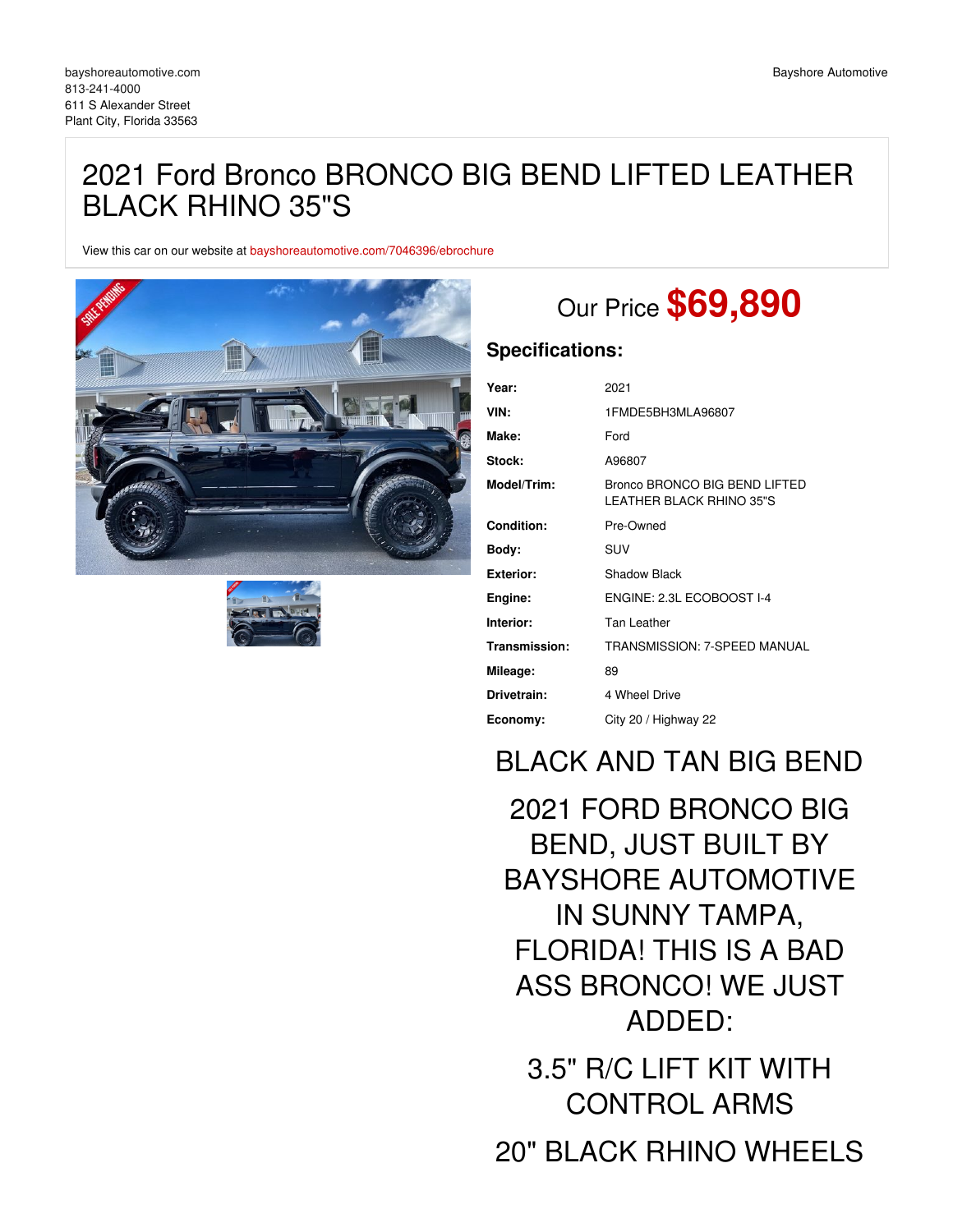bayshoreautomotive.com
813-241-4000
611 S Alexander Street
Plant City, Florida 33563

Bayshore Automotive

# 2021 Ford Bronco BRONCO BIG BEND LIFTED LEATHER BLACK RHINO 35"S

View this car on our website at bayshoreautomotive.com/7046396/ebrochure

## Our Price **$69,890**

### Specifications:

| | |
|---|---|
| **Year:** | 2021 |
| **VIN:** | 1FMDE5BH3MLA96807 |
| **Make:** | Ford |
| **Stock:** | A96807 |
| **Model/Trim:** | Bronco BRONCO BIG BEND LIFTED LEATHER BLACK RHINO 35"S |
| **Condition:** | Pre-Owned |
| **Body:** | SUV |
| **Exterior:** | Shadow Black |
| **Engine:** | ENGINE: 2.3L ECOBOOST I-4 |
| **Interior:** | Tan Leather |
| **Transmission:** | TRANSMISSION: 7-SPEED MANUAL |
| **Mileage:** | 89 |
| **Drivetrain:** | 4 Wheel Drive |
| **Economy:** | City 20 / Highway 22 |

BLACK AND TAN BIG BEND

2021 FORD BRONCO BIG BEND, JUST BUILT BY BAYSHORE AUTOMOTIVE IN SUNNY TAMPA, FLORIDA! THIS IS A BAD ASS BRONCO! WE JUST ADDED:

3.5" R/C LIFT KIT WITH CONTROL ARMS

20" BLACK RHINO WHEELS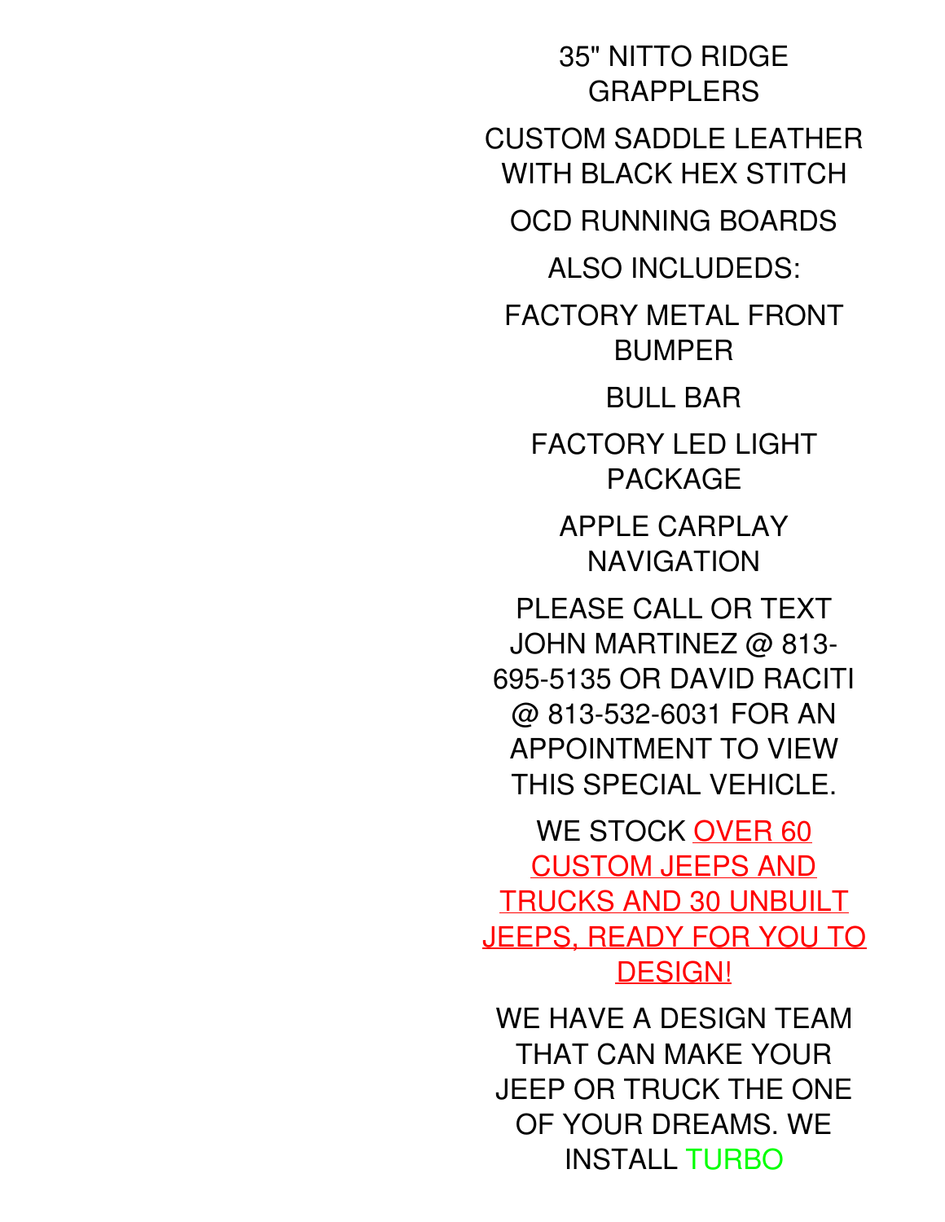35" NITTO RIDGE GRAPPLERS

CUSTOM SADDLE LEATHER WITH BLACK HEX STITCH

OCD RUNNING BOARDS

ALSO INCLUDEDS:

FACTORY METAL FRONT BUMPER

BULL BAR

FACTORY LED LIGHT PACKAGE

APPLE CARPLAY NAVIGATION

PLEASE CALL OR TEXT JOHN MARTINEZ @ 813-695-5135 OR DAVID RACITI @ 813-532-6031 FOR AN APPOINTMENT TO VIEW THIS SPECIAL VEHICLE.

WE STOCK OVER 60 CUSTOM JEEPS AND TRUCKS AND 30 UNBUILT JEEPS, READY FOR YOU TO DESIGN!

WE HAVE A DESIGN TEAM THAT CAN MAKE YOUR JEEP OR TRUCK THE ONE OF YOUR DREAMS. WE INSTALL TURBO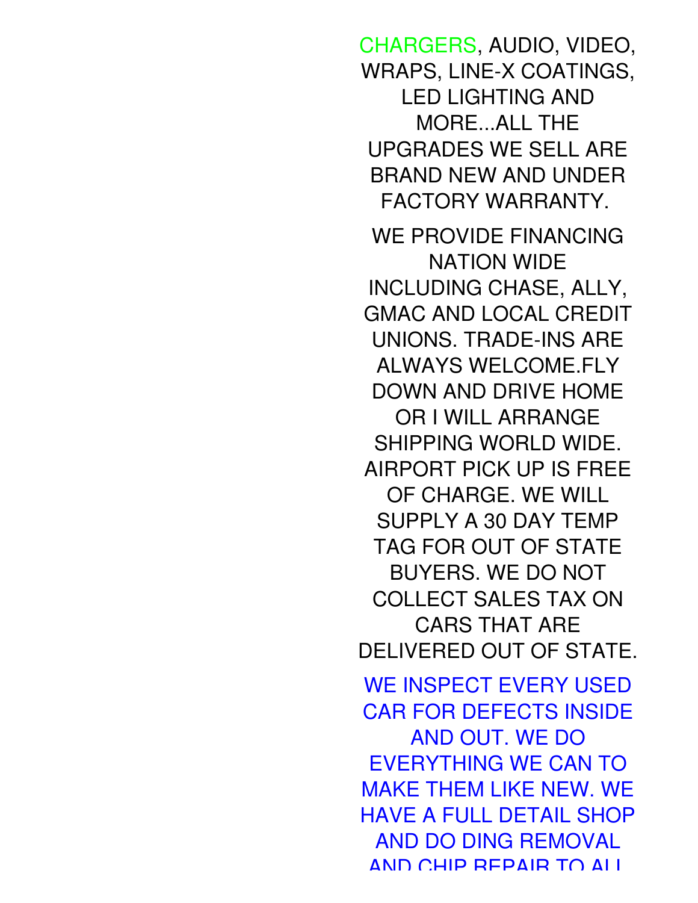CHARGERS, AUDIO, VIDEO, WRAPS, LINE-X COATINGS, LED LIGHTING AND MORE...ALL THE UPGRADES WE SELL ARE BRAND NEW AND UNDER FACTORY WARRANTY.

WE PROVIDE FINANCING NATION WIDE INCLUDING CHASE, ALLY, GMAC AND LOCAL CREDIT UNIONS. TRADE-INS ARE ALWAYS WELCOME.FLY DOWN AND DRIVE HOME OR I WILL ARRANGE SHIPPING WORLD WIDE. AIRPORT PICK UP IS FREE OF CHARGE. WE WILL SUPPLY A 30 DAY TEMP TAG FOR OUT OF STATE BUYERS. WE DO NOT COLLECT SALES TAX ON CARS THAT ARE DELIVERED OUT OF STATE.

WE INSPECT EVERY USED CAR FOR DEFECTS INSIDE AND OUT. WE DO EVERYTHING WE CAN TO MAKE THEM LIKE NEW. WE HAVE A FULL DETAIL SHOP AND DO DING REMOVAL AND CHIP REPAIR TO ALL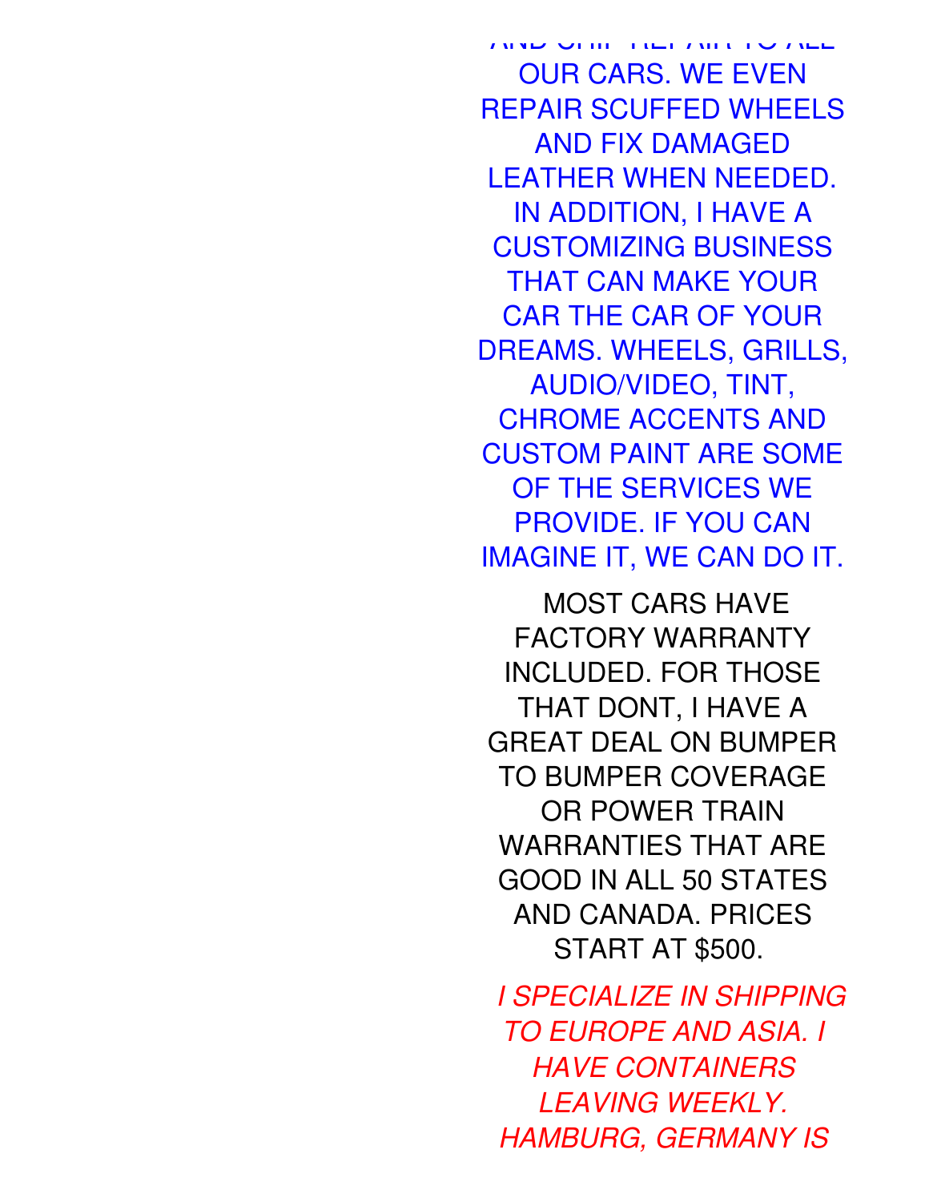AND CHIP REPAIR TO ALL OUR CARS. WE EVEN REPAIR SCUFFED WHEELS AND FIX DAMAGED LEATHER WHEN NEEDED. IN ADDITION, I HAVE A CUSTOMIZING BUSINESS THAT CAN MAKE YOUR CAR THE CAR OF YOUR DREAMS. WHEELS, GRILLS, AUDIO/VIDEO, TINT, CHROME ACCENTS AND CUSTOM PAINT ARE SOME OF THE SERVICES WE PROVIDE. IF YOU CAN IMAGINE IT, WE CAN DO IT.

MOST CARS HAVE FACTORY WARRANTY INCLUDED. FOR THOSE THAT DONT, I HAVE A GREAT DEAL ON BUMPER TO BUMPER COVERAGE OR POWER TRAIN WARRANTIES THAT ARE GOOD IN ALL 50 STATES AND CANADA. PRICES START AT $500.

*I SPECIALIZE IN SHIPPING TO EUROPE AND ASIA. I HAVE CONTAINERS LEAVING WEEKLY. HAMBURG, GERMANY IS*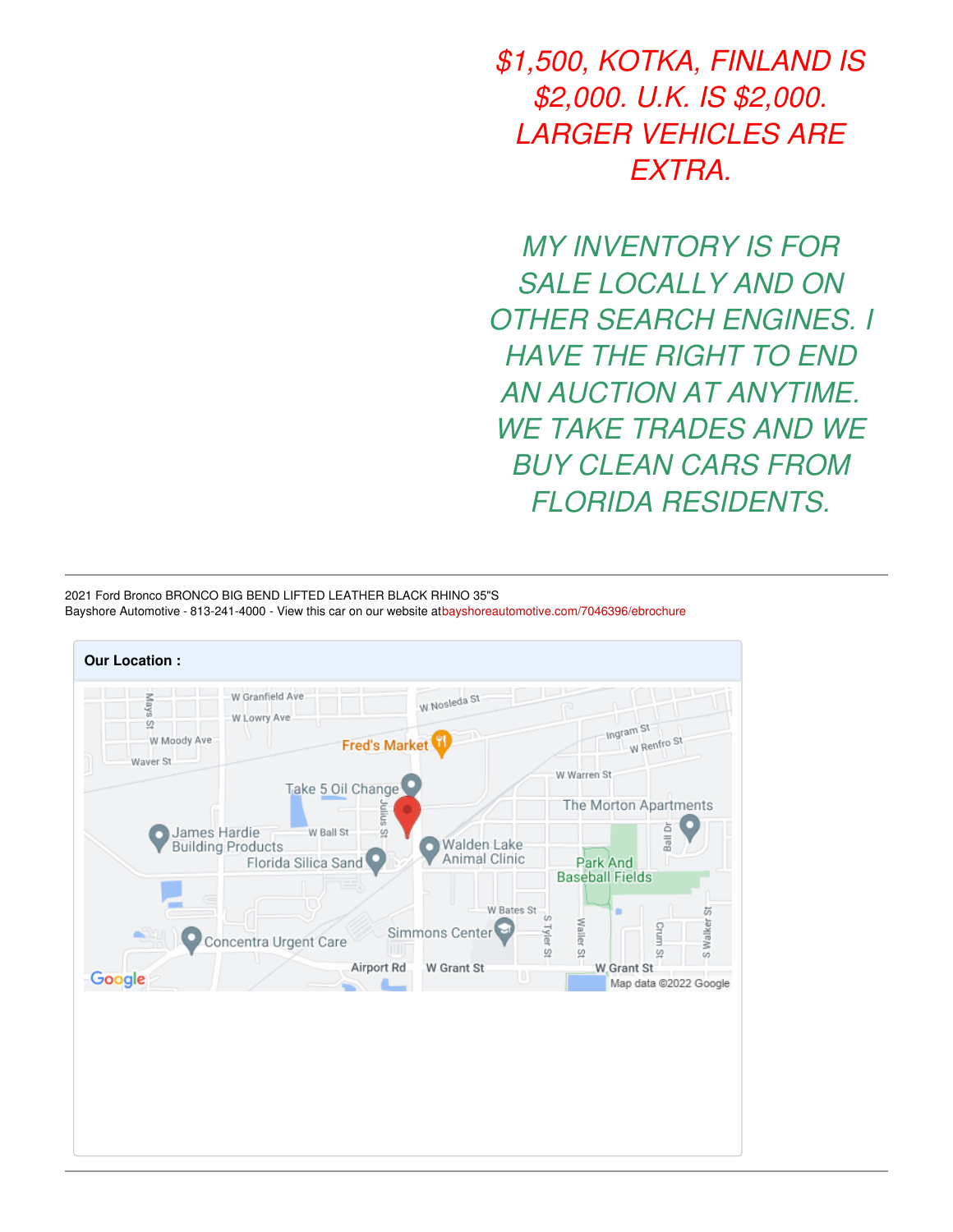*$1,500, KOTKA, FINLAND IS $2,000. U.K. IS $2,000. LARGER VEHICLES ARE EXTRA.*

*MY INVENTORY IS FOR SALE LOCALLY AND ON OTHER SEARCH ENGINES. I HAVE THE RIGHT TO END AN AUCTION AT ANYTIME. WE TAKE TRADES AND WE BUY CLEAN CARS FROM FLORIDA RESIDENTS.*

---

2021 Ford Bronco BRONCO BIG BEND LIFTED LEATHER BLACK RHINO 35"S
Bayshore Automotive - 813-241-4000 - View this car on our website atbayshoreautomotive.com/7046396/ebrochure

**Our Location :**

---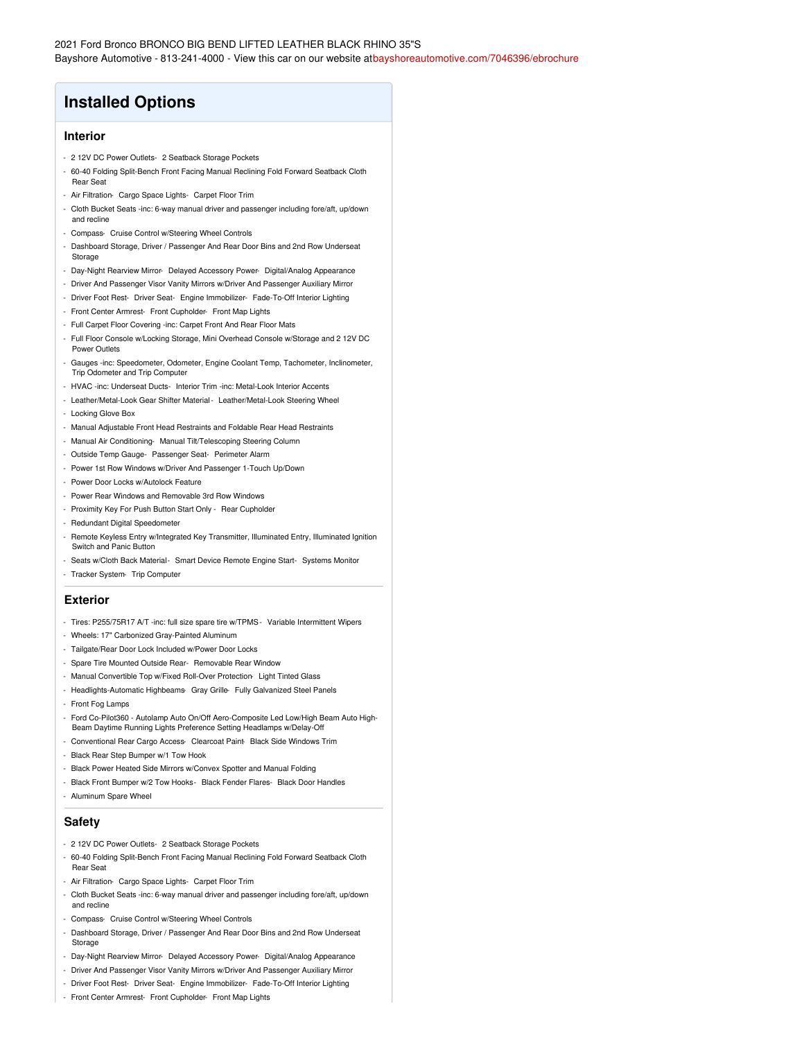2021 Ford Bronco BRONCO BIG BEND LIFTED LEATHER BLACK RHINO 35"S
Bayshore Automotive - 813-241-4000 - View this car on our website at bayshoreautomotive.com/7046396/ebrochure

# Installed Options

## Interior

- 2 12V DC Power Outlets- 2 Seatback Storage Pockets
- 60-40 Folding Split-Bench Front Facing Manual Reclining Fold Forward Seatback Cloth Rear Seat
- Air Filtration- Cargo Space Lights- Carpet Floor Trim
- Cloth Bucket Seats -inc: 6-way manual driver and passenger including fore/aft, up/down and recline
- Compass- Cruise Control w/Steering Wheel Controls
- Dashboard Storage, Driver / Passenger And Rear Door Bins and 2nd Row Underseat Storage
- Day-Night Rearview Mirror- Delayed Accessory Power- Digital/Analog Appearance
- Driver And Passenger Visor Vanity Mirrors w/Driver And Passenger Auxiliary Mirror
- Driver Foot Rest- Driver Seat- Engine Immobilizer- Fade-To-Off Interior Lighting
- Front Center Armrest- Front Cupholder- Front Map Lights
- Full Carpet Floor Covering -inc: Carpet Front And Rear Floor Mats
- Full Floor Console w/Locking Storage, Mini Overhead Console w/Storage and 2 12V DC Power Outlets
- Gauges -inc: Speedometer, Odometer, Engine Coolant Temp, Tachometer, Inclinometer, Trip Odometer and Trip Computer
- HVAC -inc: Underseat Ducts- Interior Trim -inc: Metal-Look Interior Accents
- Leather/Metal-Look Gear Shifter Material- Leather/Metal-Look Steering Wheel
- Locking Glove Box
- Manual Adjustable Front Head Restraints and Foldable Rear Head Restraints
- Manual Air Conditioning- Manual Tilt/Telescoping Steering Column
- Outside Temp Gauge- Passenger Seat- Perimeter Alarm
- Power 1st Row Windows w/Driver And Passenger 1-Touch Up/Down
- Power Door Locks w/Autolock Feature
- Power Rear Windows and Removable 3rd Row Windows
- Proximity Key For Push Button Start Only - Rear Cupholder
- Redundant Digital Speedometer
- Remote Keyless Entry w/Integrated Key Transmitter, Illuminated Entry, Illuminated Ignition Switch and Panic Button
- Seats w/Cloth Back Material- Smart Device Remote Engine Start- Systems Monitor
- Tracker System- Trip Computer

## Exterior

- Tires: P255/75R17 A/T -inc: full size spare tire w/TPMS - Variable Intermittent Wipers
- Wheels: 17" Carbonized Gray-Painted Aluminum
- Tailgate/Rear Door Lock Included w/Power Door Locks
- Spare Tire Mounted Outside Rear- Removable Rear Window
- Manual Convertible Top w/Fixed Roll-Over Protection- Light Tinted Glass
- Headlights-Automatic Highbeams- Gray Grille- Fully Galvanized Steel Panels
- Front Fog Lamps
- Ford Co-Pilot360 - Autolamp Auto On/Off Aero-Composite Led Low/High Beam Auto High-Beam Daytime Running Lights Preference Setting Headlamps w/Delay-Off
- Conventional Rear Cargo Access- Clearcoat Paint- Black Side Windows Trim
- Black Rear Step Bumper w/1 Tow Hook
- Black Power Heated Side Mirrors w/Convex Spotter and Manual Folding
- Black Front Bumper w/2 Tow Hooks- Black Fender Flares- Black Door Handles
- Aluminum Spare Wheel

## Safety

- 2 12V DC Power Outlets- 2 Seatback Storage Pockets
- 60-40 Folding Split-Bench Front Facing Manual Reclining Fold Forward Seatback Cloth Rear Seat
- Air Filtration- Cargo Space Lights- Carpet Floor Trim
- Cloth Bucket Seats -inc: 6-way manual driver and passenger including fore/aft, up/down and recline
- Compass- Cruise Control w/Steering Wheel Controls
- Dashboard Storage, Driver / Passenger And Rear Door Bins and 2nd Row Underseat Storage
- Day-Night Rearview Mirror- Delayed Accessory Power- Digital/Analog Appearance
- Driver And Passenger Visor Vanity Mirrors w/Driver And Passenger Auxiliary Mirror
- Driver Foot Rest- Driver Seat- Engine Immobilizer- Fade-To-Off Interior Lighting
- Front Center Armrest- Front Cupholder- Front Map Lights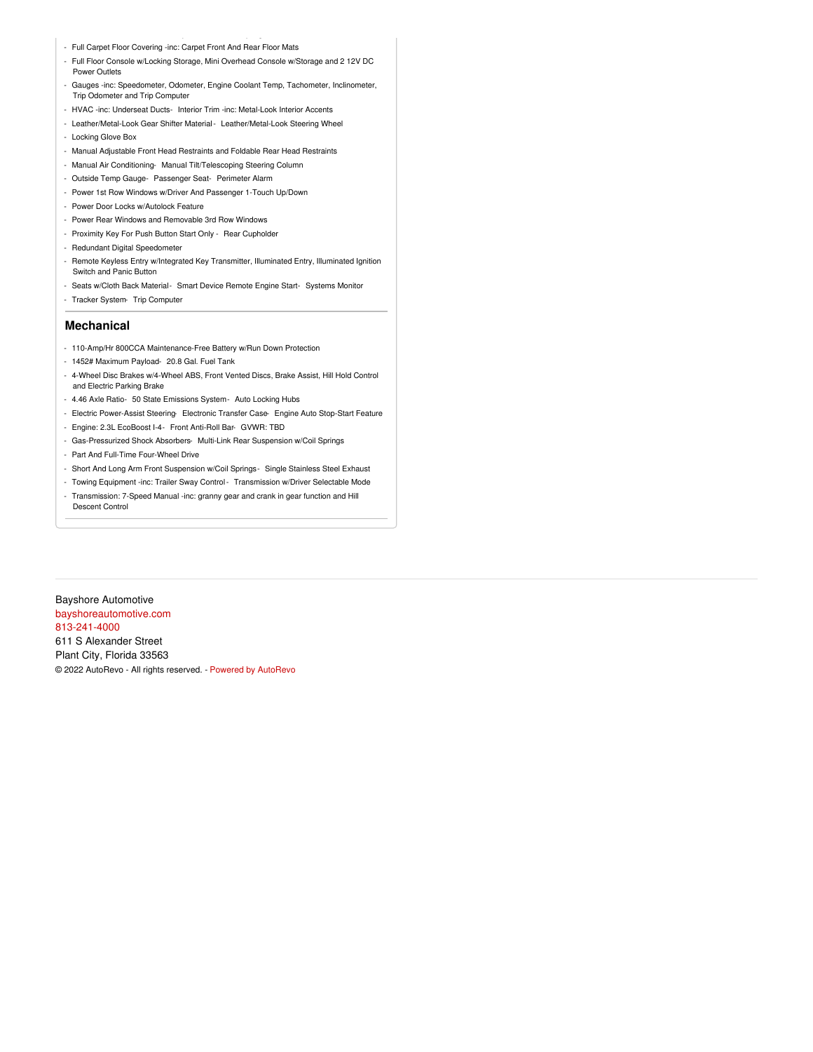- Full Carpet Floor Covering -inc: Carpet Front And Rear Floor Mats
- Full Floor Console w/Locking Storage, Mini Overhead Console w/Storage and 2 12V DC Power Outlets
- Gauges -inc: Speedometer, Odometer, Engine Coolant Temp, Tachometer, Inclinometer, Trip Odometer and Trip Computer
- HVAC -inc: Underseat Ducts- Interior Trim -inc: Metal-Look Interior Accents
- Leather/Metal-Look Gear Shifter Material- Leather/Metal-Look Steering Wheel
- Locking Glove Box
- Manual Adjustable Front Head Restraints and Foldable Rear Head Restraints
- Manual Air Conditioning- Manual Tilt/Telescoping Steering Column
- Outside Temp Gauge- Passenger Seat- Perimeter Alarm
- Power 1st Row Windows w/Driver And Passenger 1-Touch Up/Down
- Power Door Locks w/Autolock Feature
- Power Rear Windows and Removable 3rd Row Windows
- Proximity Key For Push Button Start Only - Rear Cupholder
- Redundant Digital Speedometer
- Remote Keyless Entry w/Integrated Key Transmitter, Illuminated Entry, Illuminated Ignition Switch and Panic Button
- Seats w/Cloth Back Material- Smart Device Remote Engine Start- Systems Monitor
- Tracker System- Trip Computer

## Mechanical

- 110-Amp/Hr 800CCA Maintenance-Free Battery w/Run Down Protection
- 1452# Maximum Payload- 20.8 Gal. Fuel Tank
- 4-Wheel Disc Brakes w/4-Wheel ABS, Front Vented Discs, Brake Assist, Hill Hold Control and Electric Parking Brake
- 4.46 Axle Ratio- 50 State Emissions System- Auto Locking Hubs
- Electric Power-Assist Steering- Electronic Transfer Case- Engine Auto Stop-Start Feature
- Engine: 2.3L EcoBoost I-4- Front Anti-Roll Bar- GVWR: TBD
- Gas-Pressurized Shock Absorbers- Multi-Link Rear Suspension w/Coil Springs
- Part And Full-Time Four-Wheel Drive
- Short And Long Arm Front Suspension w/Coil Springs- Single Stainless Steel Exhaust
- Towing Equipment -inc: Trailer Sway Control- Transmission w/Driver Selectable Mode
- Transmission: 7-Speed Manual -inc: granny gear and crank in gear function and Hill Descent Control

Bayshore Automotive
bayshoreautomotive.com
813-241-4000
611 S Alexander Street
Plant City, Florida 33563
© 2022 AutoRevo - All rights reserved. - Powered by AutoRevo